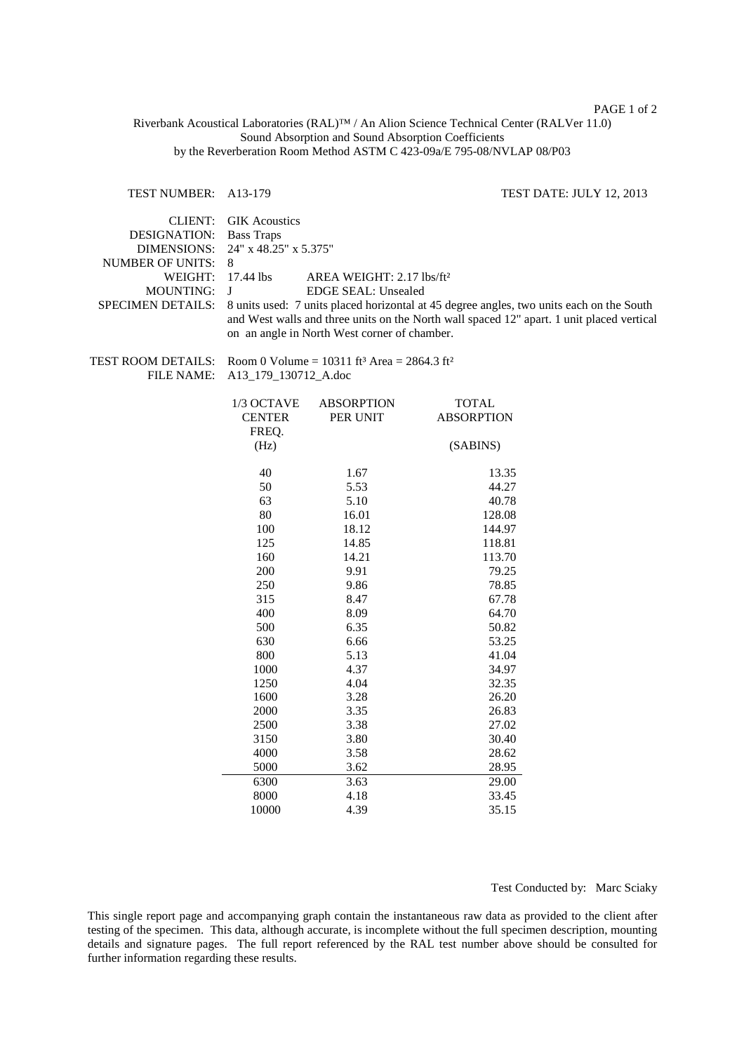Riverbank Acoustical Laboratories (RAL)™ / An Alion Science Technical Center (RALVer 11.0)
Sound Absorption and Sound Absorption Coefficients
by the Reverberation Room Method ASTM C 423-09a/E 795-08/NVLAP 08/P03

TEST NUMBER: A13-179 TEST DATE: JULY 12, 2013

CLIENT: GIK Acoustics
DESIGNATION: Bass Traps
DIMENSIONS: 24" x 48.25" x 5.375"
NUMBER OF UNITS: 8
WEIGHT: 17.44 lbs AREA WEIGHT: 2.17 lbs/ft²
MOUNTING: J EDGE SEAL: Unsealed
SPECIMEN DETAILS: 8 units used: 7 units placed horizontal at 45 degree angles, two units each on the South and West walls and three units on the North wall spaced 12" apart. 1 unit placed vertical on an angle in North West corner of chamber.

TEST ROOM DETAILS: Room 0 Volume = 10311 ft³ Area = 2864.3 ft²
FILE NAME: A13_179_130712_A.doc

| 1/3 OCTAVE CENTER FREQ. (Hz) | ABSORPTION PER UNIT | TOTAL ABSORPTION (SABINS) |
|---|---|---|
| 40 | 1.67 | 13.35 |
| 50 | 5.53 | 44.27 |
| 63 | 5.10 | 40.78 |
| 80 | 16.01 | 128.08 |
| 100 | 18.12 | 144.97 |
| 125 | 14.85 | 118.81 |
| 160 | 14.21 | 113.70 |
| 200 | 9.91 | 79.25 |
| 250 | 9.86 | 78.85 |
| 315 | 8.47 | 67.78 |
| 400 | 8.09 | 64.70 |
| 500 | 6.35 | 50.82 |
| 630 | 6.66 | 53.25 |
| 800 | 5.13 | 41.04 |
| 1000 | 4.37 | 34.97 |
| 1250 | 4.04 | 32.35 |
| 1600 | 3.28 | 26.20 |
| 2000 | 3.35 | 26.83 |
| 2500 | 3.38 | 27.02 |
| 3150 | 3.80 | 30.40 |
| 4000 | 3.58 | 28.62 |
| 5000 | 3.62 | 28.95 |
| 6300 | 3.63 | 29.00 |
| 8000 | 4.18 | 33.45 |
| 10000 | 4.39 | 35.15 |

Test Conducted by: Marc Sciaky

This single report page and accompanying graph contain the instantaneous raw data as provided to the client after testing of the specimen. This data, although accurate, is incomplete without the full specimen description, mounting details and signature pages. The full report referenced by the RAL test number above should be consulted for further information regarding these results.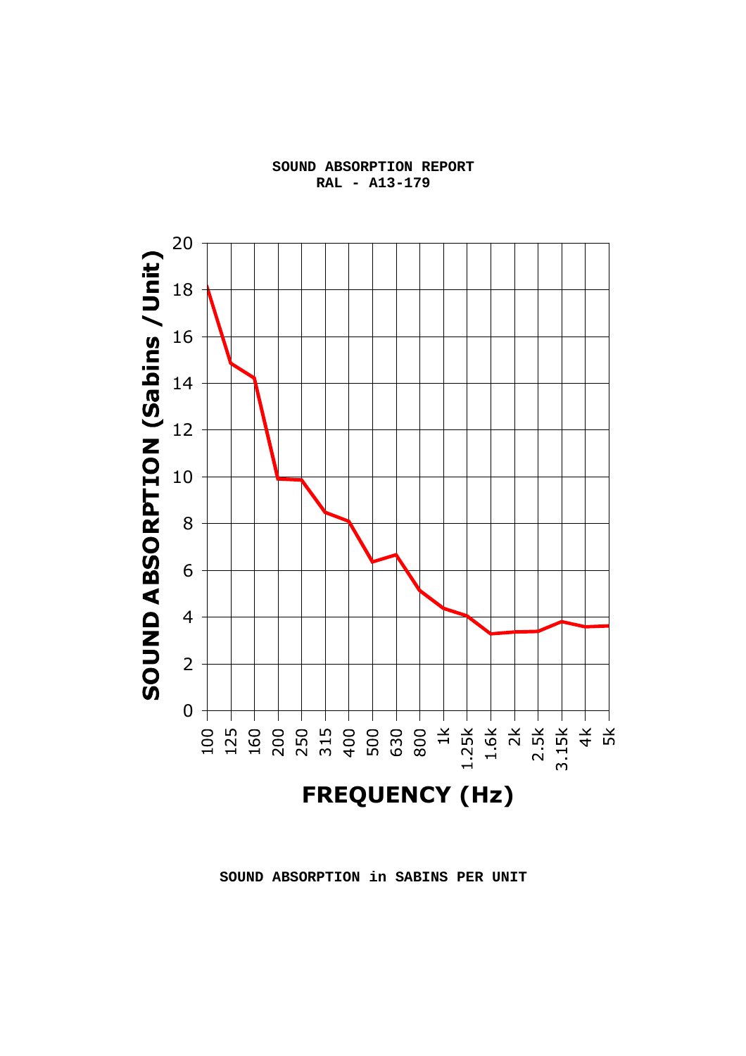SOUND ABSORPTION REPORT
RAL - A13-179

SOUND ABSORPTION (Sabins /Unit)

20
18
16
14
12
10
8
6
4
2
0

100 125 160 200 250 315 400 500 630 800 1k 1.25k 1.6k 2k 2.5k 3.15k 4k 5k

FREQUENCY (Hz)

SOUND ABSORPTION in SABINS PER UNIT